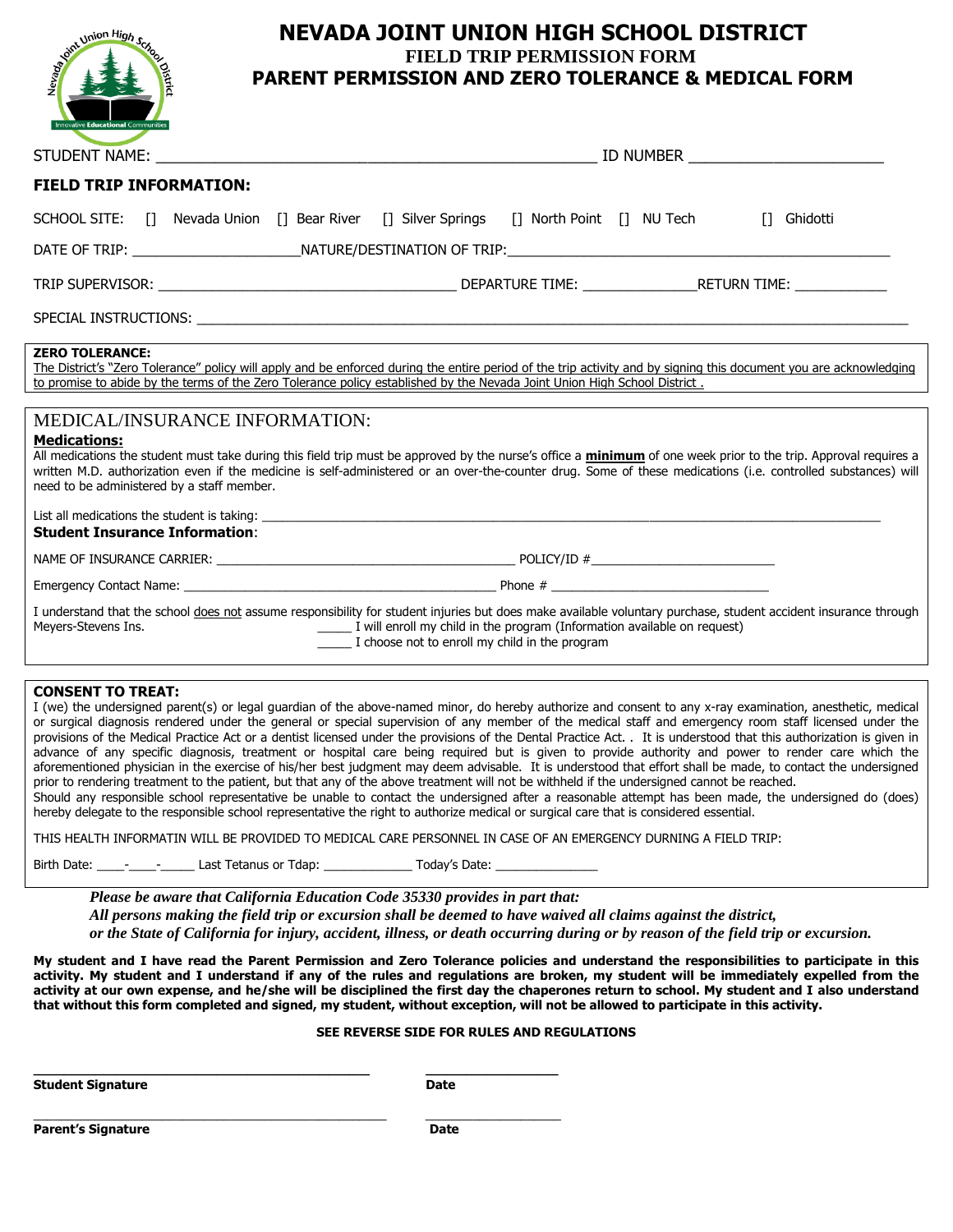# NEVADA JOINT UNION HIGH SCHOOL DISTRICT

## FIELD TRIP PERMISSION FORM

## PARENT PERMISSION AND ZERO TOLERANCE & MEDICAL FORM

STUDENT NAME: ______________________________________________________ ID NUMBER ________________________

**FIELD TRIP INFORMATION:**

SCHOOL SITE: [] Nevada Union [] Bear River [] Silver Springs [] North Point [] NU Tech [] Ghidotti

DATE OF TRIP: _____________________NATURE/DESTINATION OF TRIP:_______________________________________________

TRIP SUPERVISOR: _____________________________________ DEPARTURE TIME: ______________RETURN TIME: ____________

SPECIAL INSTRUCTIONS: ________________________________________________________________________________________

**ZERO TOLERANCE:**

The District's "Zero Tolerance" policy will apply and be enforced during the entire period of the trip activity and by signing this document you are acknowledging to promise to abide by the terms of the Zero Tolerance policy established by the Nevada Joint Union High School District .

MEDICAL/INSURANCE INFORMATION:

**Medications:**

All medications the student must take during this field trip must be approved by the nurse's office a **minimum** of one week prior to the trip. Approval requires a written M.D. authorization even if the medicine is self-administered or an over-the-counter drug. Some of these medications (i.e. controlled substances) will need to be administered by a staff member.

List all medications the student is taking: ______________________________________________________________________________

**Student Insurance Information**:

NAME OF INSURANCE CARRIER: ___________________________________________ POLICY/ID #___________________________

Emergency Contact Name: ______________________________________________ Phone # ________________________________

I understand that the school does not assume responsibility for student injuries but does make available voluntary purchase, student accident insurance through Meyers-Stevens Ins.

_____ I will enroll my child in the program (Information available on request)

_____ I choose not to enroll my child in the program

**CONSENT TO TREAT:**

I (we) the undersigned parent(s) or legal guardian of the above-named minor, do hereby authorize and consent to any x-ray examination, anesthetic, medical or surgical diagnosis rendered under the general or special supervision of any member of the medical staff and emergency room staff licensed under the provisions of the Medical Practice Act or a dentist licensed under the provisions of the Dental Practice Act. . It is understood that this authorization is given in advance of any specific diagnosis, treatment or hospital care being required but is given to provide authority and power to render care which the aforementioned physician in the exercise of his/her best judgment may deem advisable. It is understood that effort shall be made, to contact the undersigned prior to rendering treatment to the patient, but that any of the above treatment will not be withheld if the undersigned cannot be reached.

Should any responsible school representative be unable to contact the undersigned after a reasonable attempt has been made, the undersigned do (does) hereby delegate to the responsible school representative the right to authorize medical or surgical care that is considered essential.

THIS HEALTH INFORMATIN WILL BE PROVIDED TO MEDICAL CARE PERSONNEL IN CASE OF AN EMERGENCY DURNING A FIELD TRIP:

Birth Date: ____-____-_____ Last Tetanus or Tdap: _____________ Today's Date: _______________

***Please be aware that California Education Code 35330 provides in part that:***
***All persons making the field trip or excursion shall be deemed to have waived all claims against the district, or the State of California for injury, accident, illness, or death occurring during or by reason of the field trip or excursion.***

**My student and I have read the Parent Permission and Zero Tolerance policies and understand the responsibilities to participate in this activity. My student and I understand if any of the rules and regulations are broken, my student will be immediately expelled from the activity at our own expense, and he/she will be disciplined the first day the chaperones return to school. My student and I also understand that without this form completed and signed, my student, without exception, will not be allowed to participate in this activity.**

**SEE REVERSE SIDE FOR RULES AND REGULATIONS**

__________________________________________ _________________

**Student Signature** **Date**

__________________________________________ _________________

**Parent's Signature** **Date**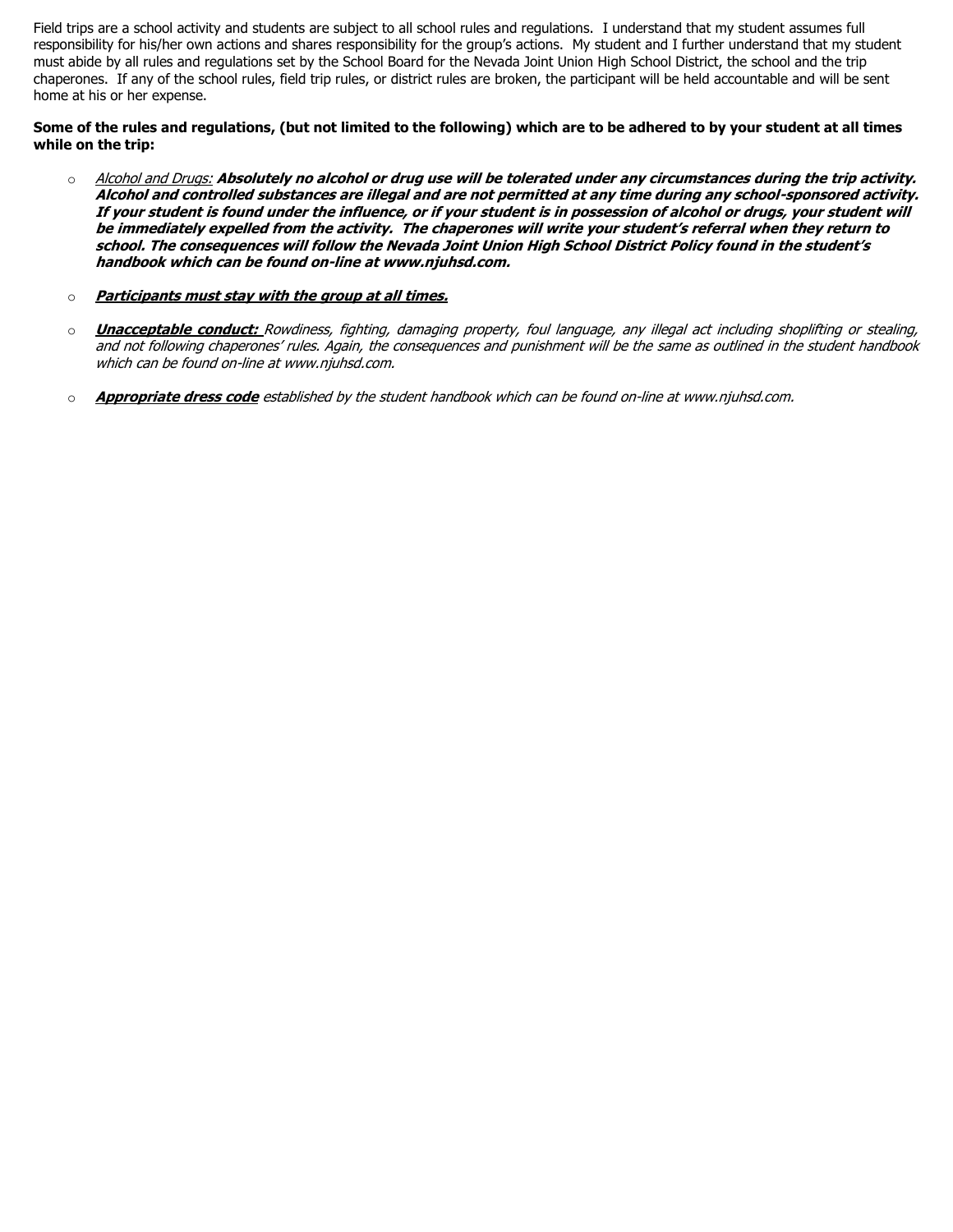Field trips are a school activity and students are subject to all school rules and regulations. I understand that my student assumes full responsibility for his/her own actions and shares responsibility for the group's actions. My student and I further understand that my student must abide by all rules and regulations set by the School Board for the Nevada Joint Union High School District, the school and the trip chaperones. If any of the school rules, field trip rules, or district rules are broken, the participant will be held accountable and will be sent home at his or her expense.

**Some of the rules and regulations, (but not limited to the following) which are to be adhered to by your student at all times while on the trip:**

- *Alcohol and Drugs:* ***Absolutely no alcohol or drug use will be tolerated under any circumstances during the trip activity. Alcohol and controlled substances are illegal and are not permitted at any time during any school-sponsored activity. If your student is found under the influence, or if your student is in possession of alcohol or drugs, your student will be immediately expelled from the activity. The chaperones will write your student's referral when they return to school. The consequences will follow the Nevada Joint Union High School District Policy found in the student's handbook which can be found on-line at www.njuhsd.com.***

- ***Participants must stay with the group at all times.***

- ***Unacceptable conduct:*** *Rowdiness, fighting, damaging property, foul language, any illegal act including shoplifting or stealing, and not following chaperones' rules. Again, the consequences and punishment will be the same as outlined in the student handbook which can be found on-line at www.njuhsd.com.*

- ***Appropriate dress code*** *established by the student handbook which can be found on-line at www.njuhsd.com.*